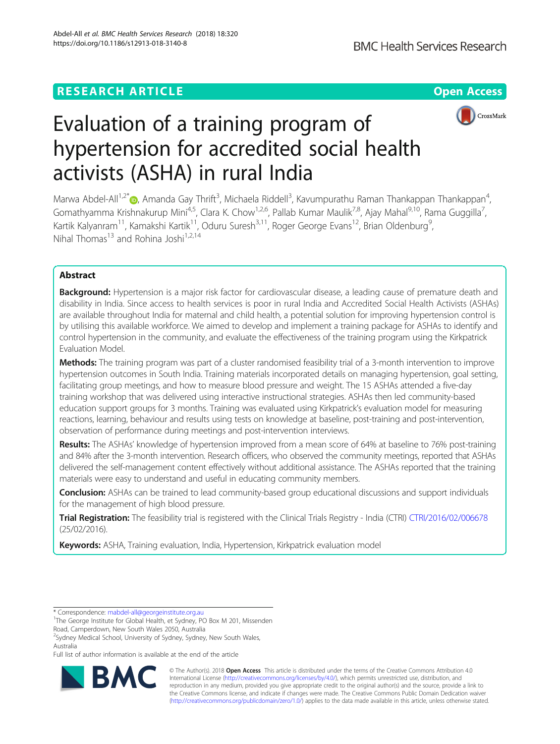RESEARCH ARTICLE

Open Access

# Evaluation of a training program of hypertension for accredited social health activists (ASHA) in rural India

Marwa Abdel-All[1,2*], Amanda Gay Thrift[3], Michaela Riddell[3], Kavumpurathu Raman Thankappan Thankappan[4], Gomathyamma Krishnakurup Mini[4,5], Clara K. Chow[1,2,6], Pallab Kumar Maulik[7,8], Ajay Mahal[9,10], Rama Guggilla[7], Kartik Kalyanram[11], Kamakshi Kartik[11], Oduru Suresh[3,11], Roger George Evans[12], Brian Oldenburg[9], Nihal Thomas[13] and Rohina Joshi[1,2,14]

## Abstract

**Background:** Hypertension is a major risk factor for cardiovascular disease, a leading cause of premature death and disability in India. Since access to health services is poor in rural India and Accredited Social Health Activists (ASHAs) are available throughout India for maternal and child health, a potential solution for improving hypertension control is by utilising this available workforce. We aimed to develop and implement a training package for ASHAs to identify and control hypertension in the community, and evaluate the effectiveness of the training program using the Kirkpatrick Evaluation Model.

**Methods:** The training program was part of a cluster randomised feasibility trial of a 3-month intervention to improve hypertension outcomes in South India. Training materials incorporated details on managing hypertension, goal setting, facilitating group meetings, and how to measure blood pressure and weight. The 15 ASHAs attended a five-day training workshop that was delivered using interactive instructional strategies. ASHAs then led community-based education support groups for 3 months. Training was evaluated using Kirkpatrick's evaluation model for measuring reactions, learning, behaviour and results using tests on knowledge at baseline, post-training and post-intervention, observation of performance during meetings and post-intervention interviews.

**Results:** The ASHAs' knowledge of hypertension improved from a mean score of 64% at baseline to 76% post-training and 84% after the 3-month intervention. Research officers, who observed the community meetings, reported that ASHAs delivered the self-management content effectively without additional assistance. The ASHAs reported that the training materials were easy to understand and useful in educating community members.

**Conclusion:** ASHAs can be trained to lead community-based group educational discussions and support individuals for the management of high blood pressure.

**Trial Registration:** The feasibility trial is registered with the Clinical Trials Registry - India (CTRI) CTRI/2016/02/006678 (25/02/2016).

**Keywords:** ASHA, Training evaluation, India, Hypertension, Kirkpatrick evaluation model

---

\* Correspondence: mabdel-all@georgeinstitute.org.au

[1]The George Institute for Global Health, et Sydney, PO Box M 201, Missenden Road, Camperdown, New South Wales 2050, Australia

[2]Sydney Medical School, University of Sydney, Sydney, New South Wales, Australia

Full list of author information is available at the end of the article

© The Author(s). 2018 **Open Access** This article is distributed under the terms of the Creative Commons Attribution 4.0 International License (http://creativecommons.org/licenses/by/4.0/), which permits unrestricted use, distribution, and reproduction in any medium, provided you give appropriate credit to the original author(s) and the source, provide a link to the Creative Commons license, and indicate if changes were made. The Creative Commons Public Domain Dedication waiver (http://creativecommons.org/publicdomain/zero/1.0/) applies to the data made available in this article, unless otherwise stated.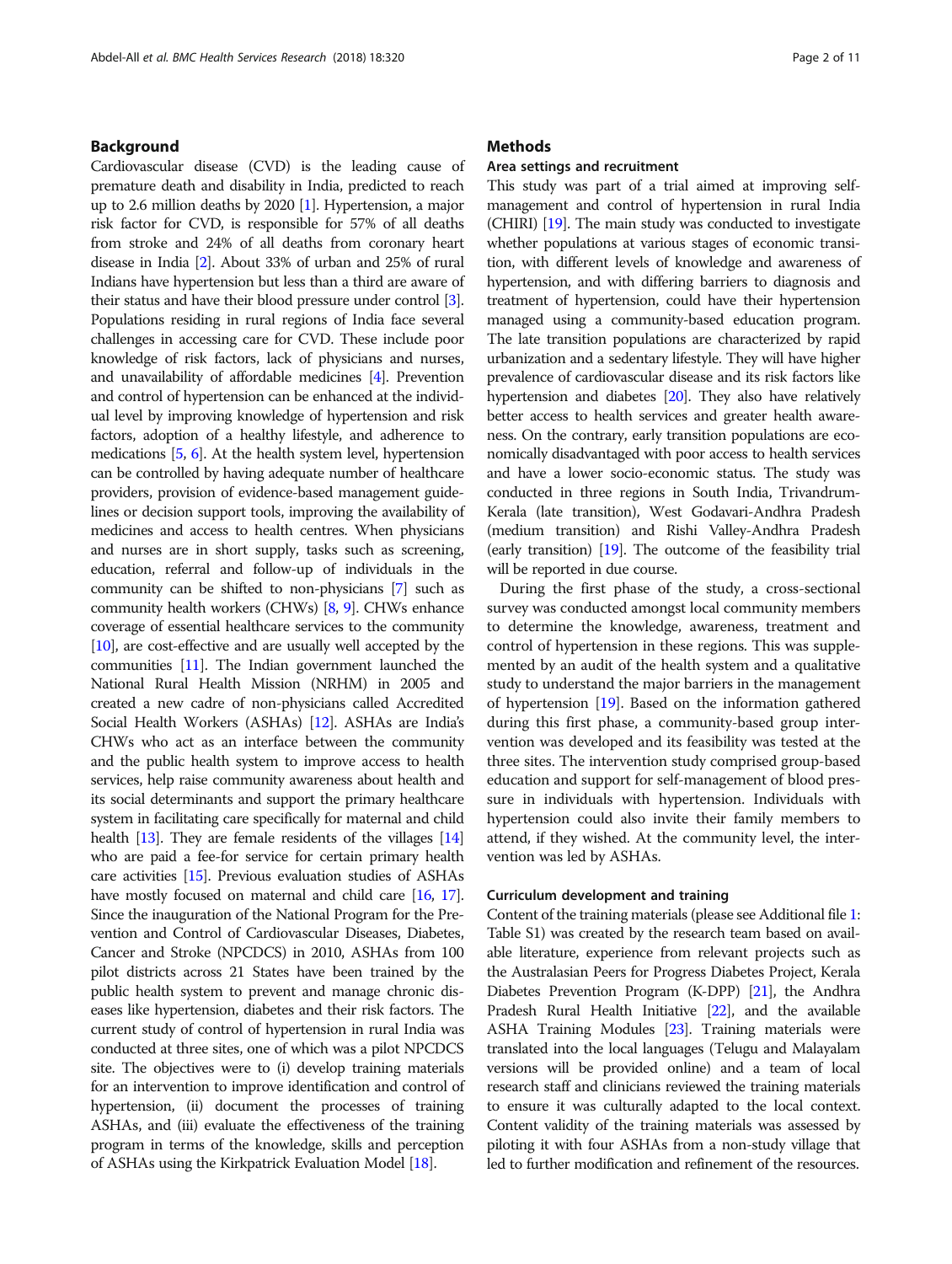## Background

Cardiovascular disease (CVD) is the leading cause of premature death and disability in India, predicted to reach up to 2.6 million deaths by 2020 [1]. Hypertension, a major risk factor for CVD, is responsible for 57% of all deaths from stroke and 24% of all deaths from coronary heart disease in India [2]. About 33% of urban and 25% of rural Indians have hypertension but less than a third are aware of their status and have their blood pressure under control [3]. Populations residing in rural regions of India face several challenges in accessing care for CVD. These include poor knowledge of risk factors, lack of physicians and nurses, and unavailability of affordable medicines [4]. Prevention and control of hypertension can be enhanced at the individual level by improving knowledge of hypertension and risk factors, adoption of a healthy lifestyle, and adherence to medications [5, 6]. At the health system level, hypertension can be controlled by having adequate number of healthcare providers, provision of evidence-based management guidelines or decision support tools, improving the availability of medicines and access to health centres. When physicians and nurses are in short supply, tasks such as screening, education, referral and follow-up of individuals in the community can be shifted to non-physicians [7] such as community health workers (CHWs) [8, 9]. CHWs enhance coverage of essential healthcare services to the community [10], are cost-effective and are usually well accepted by the communities [11]. The Indian government launched the National Rural Health Mission (NRHM) in 2005 and created a new cadre of non-physicians called Accredited Social Health Workers (ASHAs) [12]. ASHAs are India's CHWs who act as an interface between the community and the public health system to improve access to health services, help raise community awareness about health and its social determinants and support the primary healthcare system in facilitating care specifically for maternal and child health [13]. They are female residents of the villages [14] who are paid a fee-for service for certain primary health care activities [15]. Previous evaluation studies of ASHAs have mostly focused on maternal and child care [16, 17]. Since the inauguration of the National Program for the Prevention and Control of Cardiovascular Diseases, Diabetes, Cancer and Stroke (NPCDCS) in 2010, ASHAs from 100 pilot districts across 21 States have been trained by the public health system to prevent and manage chronic diseases like hypertension, diabetes and their risk factors. The current study of control of hypertension in rural India was conducted at three sites, one of which was a pilot NPCDCS site. The objectives were to (i) develop training materials for an intervention to improve identification and control of hypertension, (ii) document the processes of training ASHAs, and (iii) evaluate the effectiveness of the training program in terms of the knowledge, skills and perception of ASHAs using the Kirkpatrick Evaluation Model [18].

## Methods

### Area settings and recruitment

This study was part of a trial aimed at improving self-management and control of hypertension in rural India (CHIRI) [19]. The main study was conducted to investigate whether populations at various stages of economic transition, with different levels of knowledge and awareness of hypertension, and with differing barriers to diagnosis and treatment of hypertension, could have their hypertension managed using a community-based education program. The late transition populations are characterized by rapid urbanization and a sedentary lifestyle. They will have higher prevalence of cardiovascular disease and its risk factors like hypertension and diabetes [20]. They also have relatively better access to health services and greater health awareness. On the contrary, early transition populations are economically disadvantaged with poor access to health services and have a lower socio-economic status. The study was conducted in three regions in South India, Trivandrum-Kerala (late transition), West Godavari-Andhra Pradesh (medium transition) and Rishi Valley-Andhra Pradesh (early transition) [19]. The outcome of the feasibility trial will be reported in due course.

During the first phase of the study, a cross-sectional survey was conducted amongst local community members to determine the knowledge, awareness, treatment and control of hypertension in these regions. This was supplemented by an audit of the health system and a qualitative study to understand the major barriers in the management of hypertension [19]. Based on the information gathered during this first phase, a community-based group intervention was developed and its feasibility was tested at the three sites. The intervention study comprised group-based education and support for self-management of blood pressure in individuals with hypertension. Individuals with hypertension could also invite their family members to attend, if they wished. At the community level, the intervention was led by ASHAs.

### Curriculum development and training

Content of the training materials (please see Additional file 1: Table S1) was created by the research team based on available literature, experience from relevant projects such as the Australasian Peers for Progress Diabetes Project, Kerala Diabetes Prevention Program (K-DPP) [21], the Andhra Pradesh Rural Health Initiative [22], and the available ASHA Training Modules [23]. Training materials were translated into the local languages (Telugu and Malayalam versions will be provided online) and a team of local research staff and clinicians reviewed the training materials to ensure it was culturally adapted to the local context. Content validity of the training materials was assessed by piloting it with four ASHAs from a non-study village that led to further modification and refinement of the resources.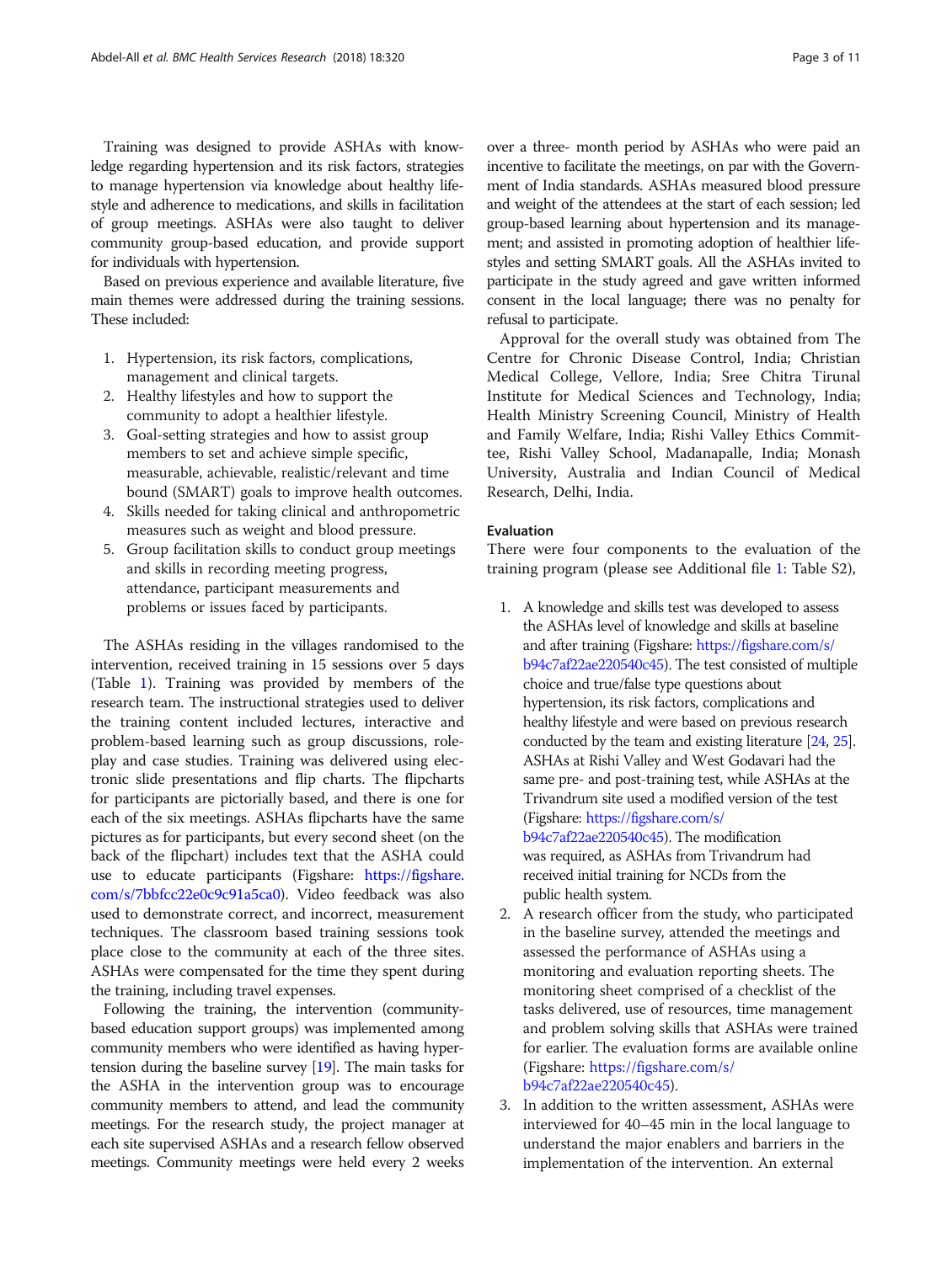Training was designed to provide ASHAs with knowledge regarding hypertension and its risk factors, strategies to manage hypertension via knowledge about healthy lifestyle and adherence to medications, and skills in facilitation of group meetings. ASHAs were also taught to deliver community group-based education, and provide support for individuals with hypertension.

Based on previous experience and available literature, five main themes were addressed during the training sessions. These included:

1. Hypertension, its risk factors, complications, management and clinical targets.
2. Healthy lifestyles and how to support the community to adopt a healthier lifestyle.
3. Goal-setting strategies and how to assist group members to set and achieve simple specific, measurable, achievable, realistic/relevant and time bound (SMART) goals to improve health outcomes.
4. Skills needed for taking clinical and anthropometric measures such as weight and blood pressure.
5. Group facilitation skills to conduct group meetings and skills in recording meeting progress, attendance, participant measurements and problems or issues faced by participants.

The ASHAs residing in the villages randomised to the intervention, received training in 15 sessions over 5 days (Table 1). Training was provided by members of the research team. The instructional strategies used to deliver the training content included lectures, interactive and problem-based learning such as group discussions, role-play and case studies. Training was delivered using electronic slide presentations and flip charts. The flipcharts for participants are pictorially based, and there is one for each of the six meetings. ASHAs flipcharts have the same pictures as for participants, but every second sheet (on the back of the flipchart) includes text that the ASHA could use to educate participants (Figshare: https://figshare.com/s/7bbfcc22e0c9c91a5ca0). Video feedback was also used to demonstrate correct, and incorrect, measurement techniques. The classroom based training sessions took place close to the community at each of the three sites. ASHAs were compensated for the time they spent during the training, including travel expenses.

Following the training, the intervention (community-based education support groups) was implemented among community members who were identified as having hypertension during the baseline survey [19]. The main tasks for the ASHA in the intervention group was to encourage community members to attend, and lead the community meetings. For the research study, the project manager at each site supervised ASHAs and a research fellow observed meetings. Community meetings were held every 2 weeks over a three- month period by ASHAs who were paid an incentive to facilitate the meetings, on par with the Government of India standards. ASHAs measured blood pressure and weight of the attendees at the start of each session; led group-based learning about hypertension and its management; and assisted in promoting adoption of healthier lifestyles and setting SMART goals. All the ASHAs invited to participate in the study agreed and gave written informed consent in the local language; there was no penalty for refusal to participate.

Approval for the overall study was obtained from The Centre for Chronic Disease Control, India; Christian Medical College, Vellore, India; Sree Chitra Tirunal Institute for Medical Sciences and Technology, India; Health Ministry Screening Council, Ministry of Health and Family Welfare, India; Rishi Valley Ethics Committee, Rishi Valley School, Madanapalle, India; Monash University, Australia and Indian Council of Medical Research, Delhi, India.

#### Evaluation

There were four components to the evaluation of the training program (please see Additional file 1: Table S2),

1. A knowledge and skills test was developed to assess the ASHAs level of knowledge and skills at baseline and after training (Figshare: https://figshare.com/s/b94c7af22ae220540c45). The test consisted of multiple choice and true/false type questions about hypertension, its risk factors, complications and healthy lifestyle and were based on previous research conducted by the team and existing literature [24, 25]. ASHAs at Rishi Valley and West Godavari had the same pre- and post-training test, while ASHAs at the Trivandrum site used a modified version of the test (Figshare: https://figshare.com/s/b94c7af22ae220540c45). The modification was required, as ASHAs from Trivandrum had received initial training for NCDs from the public health system.
2. A research officer from the study, who participated in the baseline survey, attended the meetings and assessed the performance of ASHAs using a monitoring and evaluation reporting sheets. The monitoring sheet comprised of a checklist of the tasks delivered, use of resources, time management and problem solving skills that ASHAs were trained for earlier. The evaluation forms are available online (Figshare: https://figshare.com/s/b94c7af22ae220540c45).
3. In addition to the written assessment, ASHAs were interviewed for 40–45 min in the local language to understand the major enablers and barriers in the implementation of the intervention. An external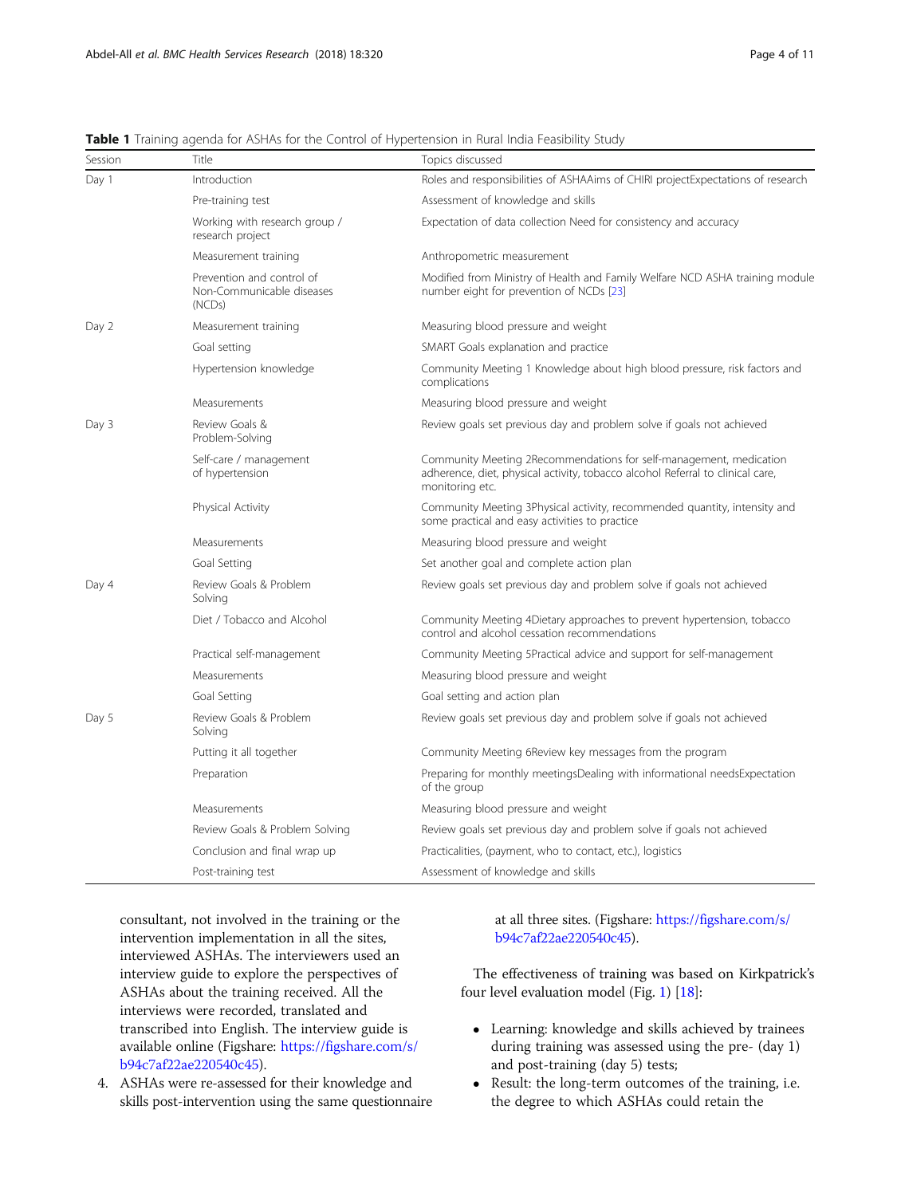**Table 1** Training agenda for ASHAs for the Control of Hypertension in Rural India Feasibility Study

| Session | Title | Topics discussed |
| --- | --- | --- |
| Day 1 | Introduction | Roles and responsibilities of ASHAAims of CHIRI projectExpectations of research |
| | Pre-training test | Assessment of knowledge and skills |
| | Working with research group / research project | Expectation of data collection Need for consistency and accuracy |
| | Measurement training | Anthropometric measurement |
| | Prevention and control of Non-Communicable diseases (NCDs) | Modified from Ministry of Health and Family Welfare NCD ASHA training module number eight for prevention of NCDs [23] |
| Day 2 | Measurement training | Measuring blood pressure and weight |
| | Goal setting | SMART Goals explanation and practice |
| | Hypertension knowledge | Community Meeting 1 Knowledge about high blood pressure, risk factors and complications |
| | Measurements | Measuring blood pressure and weight |
| Day 3 | Review Goals & Problem-Solving | Review goals set previous day and problem solve if goals not achieved |
| | Self-care / management of hypertension | Community Meeting 2Recommendations for self-management, medication adherence, diet, physical activity, tobacco alcohol Referral to clinical care, monitoring etc. |
| | Physical Activity | Community Meeting 3Physical activity, recommended quantity, intensity and some practical and easy activities to practice |
| | Measurements | Measuring blood pressure and weight |
| | Goal Setting | Set another goal and complete action plan |
| Day 4 | Review Goals & Problem Solving | Review goals set previous day and problem solve if goals not achieved |
| | Diet / Tobacco and Alcohol | Community Meeting 4Dietary approaches to prevent hypertension, tobacco control and alcohol cessation recommendations |
| | Practical self-management | Community Meeting 5Practical advice and support for self-management |
| | Measurements | Measuring blood pressure and weight |
| | Goal Setting | Goal setting and action plan |
| Day 5 | Review Goals & Problem Solving | Review goals set previous day and problem solve if goals not achieved |
| | Putting it all together | Community Meeting 6Review key messages from the program |
| | Preparation | Preparing for monthly meetingsDealing with informational needsExpectation of the group |
| | Measurements | Measuring blood pressure and weight |
| | Review Goals & Problem Solving | Review goals set previous day and problem solve if goals not achieved |
| | Conclusion and final wrap up | Practicalities, (payment, who to contact, etc.), logistics |
| | Post-training test | Assessment of knowledge and skills |

consultant, not involved in the training or the intervention implementation in all the sites, interviewed ASHAs. The interviewers used an interview guide to explore the perspectives of ASHAs about the training received. All the interviews were recorded, translated and transcribed into English. The interview guide is available online (Figshare: https://figshare.com/s/b94c7af22ae220540c45).

4. ASHAs were re-assessed for their knowledge and skills post-intervention using the same questionnaire at all three sites. (Figshare: https://figshare.com/s/b94c7af22ae220540c45).

The effectiveness of training was based on Kirkpatrick's four level evaluation model (Fig. 1) [18]:

- Learning: knowledge and skills achieved by trainees during training was assessed using the pre- (day 1) and post-training (day 5) tests;
- Result: the long-term outcomes of the training, i.e. the degree to which ASHAs could retain the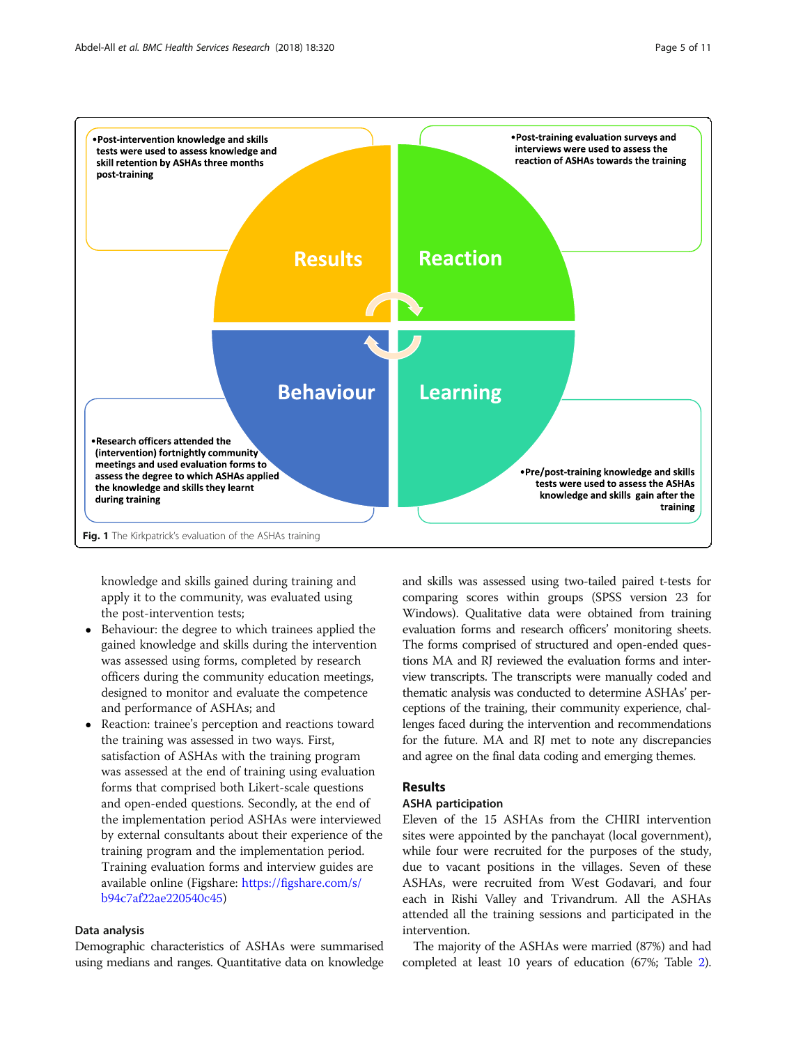- Results: post-intervention tests were used to assess knowledge and skill retention by ASHAs three months post-training
- Reaction: post-training evaluation surveys and interviews were used to assess the reaction of ASHAs towards the training
- Behaviour: research officers attended the (intervention) fortnightly community meetings and used evaluation forms to assess the degree to which ASHAs applied the knowledge and skills they learnt during training
- Learning: pre/post-training knowledge and skills tests were used to assess the ASHAs knowledge and skills gain after the training

**Fig. 1** The Kirkpatrick's evaluation of the ASHAs training

knowledge and skills gained during training and apply it to the community, was evaluated using the post-intervention tests;

- Behaviour: the degree to which trainees applied the gained knowledge and skills during the intervention was assessed using forms, completed by research officers during the community education meetings, designed to monitor and evaluate the competence and performance of ASHAs; and
- Reaction: trainee's perception and reactions toward the training was assessed in two ways. First, satisfaction of ASHAs with the training program was assessed at the end of training using evaluation forms that comprised both Likert-scale questions and open-ended questions. Secondly, at the end of the implementation period ASHAs were interviewed by external consultants about their experience of the training program and the implementation period. Training evaluation forms and interview guides are available online (Figshare: https://figshare.com/s/b94c7af22ae220540c45)

### Data analysis

Demographic characteristics of ASHAs were summarised using medians and ranges. Quantitative data on knowledge and skills was assessed using two-tailed paired t-tests for comparing scores within groups (SPSS version 23 for Windows). Qualitative data were obtained from training evaluation forms and research officers' monitoring sheets. The forms comprised of structured and open-ended questions MA and RJ reviewed the evaluation forms and interview transcripts. The transcripts were manually coded and thematic analysis was conducted to determine ASHAs' perceptions of the training, their community experience, challenges faced during the intervention and recommendations for the future. MA and RJ met to note any discrepancies and agree on the final data coding and emerging themes.

## Results

### ASHA participation

Eleven of the 15 ASHAs from the CHIRI intervention sites were appointed by the panchayat (local government), while four were recruited for the purposes of the study, due to vacant positions in the villages. Seven of these ASHAs, were recruited from West Godavari, and four each in Rishi Valley and Trivandrum. All the ASHAs attended all the training sessions and participated in the intervention.

The majority of the ASHAs were married (87%) and had completed at least 10 years of education (67%; Table 2).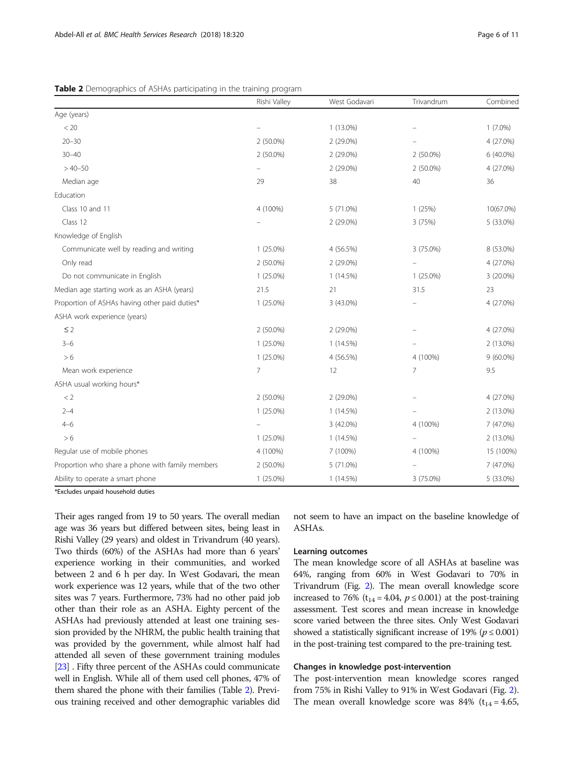**Table 2** Demographics of ASHAs participating in the training program

| | Rishi Valley | West Godavari | Trivandrum | Combined |
|---|---|---|---|---|
| Age (years) | | | | |
| < 20 | – | 1 (13.0%) | – | 1 (7.0%) |
| 20–30 | 2 (50.0%) | 2 (29.0%) | – | 4 (27.0%) |
| 30–40 | 2 (50.0%) | 2 (29.0%) | 2 (50.0%) | 6 (40.0%) |
| > 40–50 | – | 2 (29.0%) | 2 (50.0%) | 4 (27.0%) |
| Median age | 29 | 38 | 40 | 36 |
| Education | | | | |
| Class 10 and 11 | 4 (100%) | 5 (71.0%) | 1 (25%) | 10(67.0%) |
| Class 12 | – | 2 (29.0%) | 3 (75%) | 5 (33.0%) |
| Knowledge of English | | | | |
| Communicate well by reading and writing | 1 (25.0%) | 4 (56.5%) | 3 (75.0%) | 8 (53.0%) |
| Only read | 2 (50.0%) | 2 (29.0%) | – | 4 (27.0%) |
| Do not communicate in English | 1 (25.0%) | 1 (14.5%) | 1 (25.0%) | 3 (20.0%) |
| Median age starting work as an ASHA (years) | 21.5 | 21 | 31.5 | 23 |
| Proportion of ASHAs having other paid duties* | 1 (25.0%) | 3 (43.0%) | – | 4 (27.0%) |
| ASHA work experience (years) | | | | |
| ≤ 2 | 2 (50.0%) | 2 (29.0%) | – | 4 (27.0%) |
| 3–6 | 1 (25.0%) | 1 (14.5%) | – | 2 (13.0%) |
| > 6 | 1 (25.0%) | 4 (56.5%) | 4 (100%) | 9 (60.0%) |
| Mean work experience | 7 | 12 | 7 | 9.5 |
| ASHA usual working hours* | | | | |
| < 2 | 2 (50.0%) | 2 (29.0%) | – | 4 (27.0%) |
| 2–4 | 1 (25.0%) | 1 (14.5%) | – | 2 (13.0%) |
| 4–6 | – | 3 (42.0%) | 4 (100%) | 7 (47.0%) |
| > 6 | 1 (25.0%) | 1 (14.5%) | – | 2 (13.0%) |
| Regular use of mobile phones | 4 (100%) | 7 (100%) | 4 (100%) | 15 (100%) |
| Proportion who share a phone with family members | 2 (50.0%) | 5 (71.0%) | – | 7 (47.0%) |
| Ability to operate a smart phone | 1 (25.0%) | 1 (14.5%) | 3 (75.0%) | 5 (33.0%) |

*Excludes unpaid household duties

Their ages ranged from 19 to 50 years. The overall median age was 36 years but differed between sites, being least in Rishi Valley (29 years) and oldest in Trivandrum (40 years). Two thirds (60%) of the ASHAs had more than 6 years' experience working in their communities, and worked between 2 and 6 h per day. In West Godavari, the mean work experience was 12 years, while that of the two other sites was 7 years. Furthermore, 73% had no other paid job other than their role as an ASHA. Eighty percent of the ASHAs had previously attended at least one training session provided by the NHRM, the public health training that was provided by the government, while almost half had attended all seven of these government training modules [23] . Fifty three percent of the ASHAs could communicate well in English. While all of them used cell phones, 47% of them shared the phone with their families (Table 2). Previous training received and other demographic variables did not seem to have an impact on the baseline knowledge of ASHAs.

### Learning outcomes

The mean knowledge score of all ASHAs at baseline was 64%, ranging from 60% in West Godavari to 70% in Trivandrum (Fig. 2). The mean overall knowledge score increased to 76% ($t_{14} = 4.04$, $p \leq 0.001$) at the post-training assessment. Test scores and mean increase in knowledge score varied between the three sites. Only West Godavari showed a statistically significant increase of 19% ($p \leq 0.001$) in the post-training test compared to the pre-training test.

### Changes in knowledge post-intervention

The post-intervention mean knowledge scores ranged from 75% in Rishi Valley to 91% in West Godavari (Fig. 2). The mean overall knowledge score was 84% ($t_{14} = 4.65$,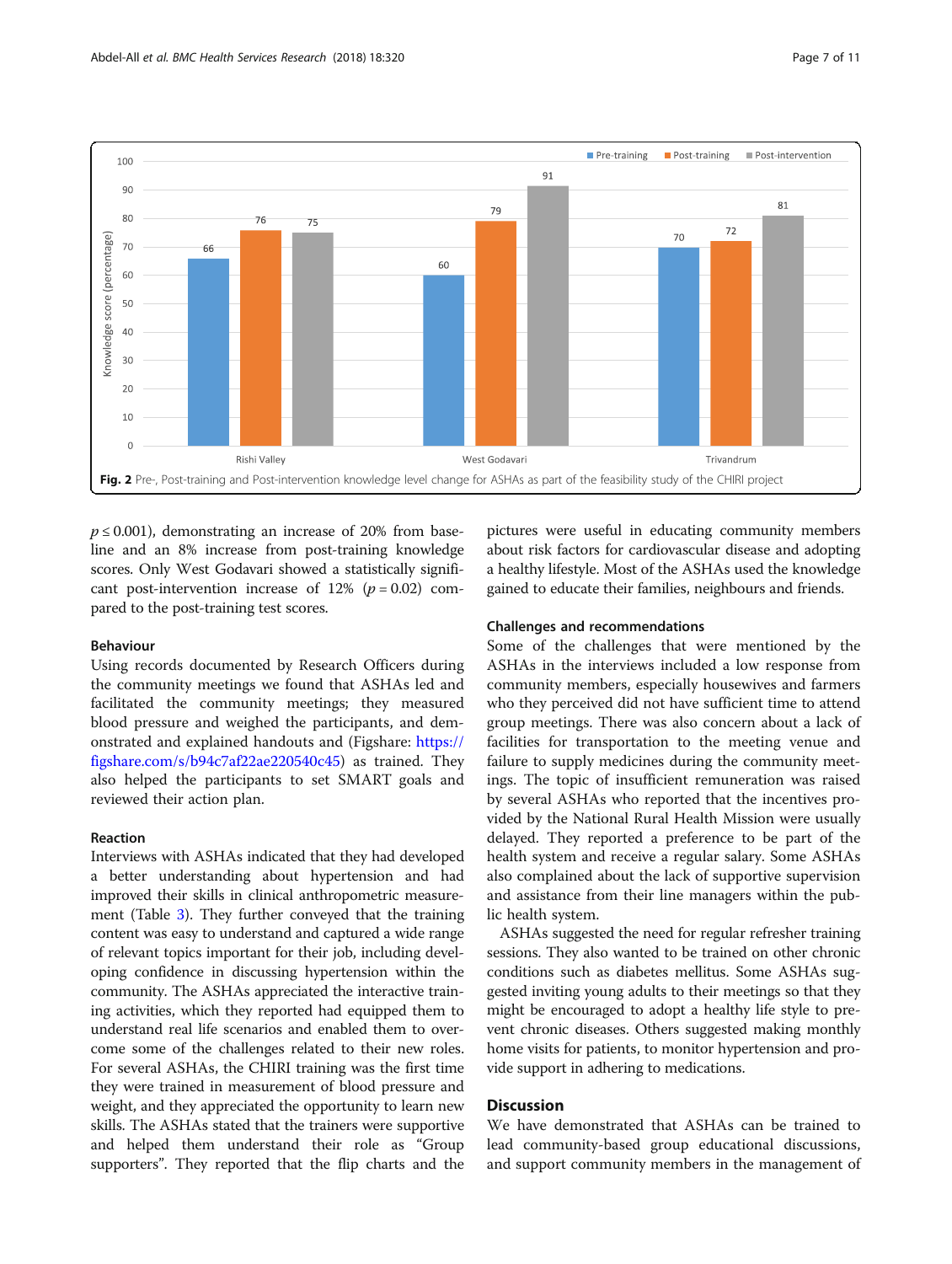100
90
80
70
60
50
40
30
20
10
0

Knowledge score (percentage)

Pre-training
Post-training
Post-intervention

66
76
75
60
79
91
70
72
81

Rishi Valley
West Godavari
Trivandrum

**Fig. 2** Pre-, Post-training and Post-intervention knowledge level change for ASHAs as part of the feasibility study of the CHIRI project

$p \leq 0.001$), demonstrating an increase of 20% from baseline and an 8% increase from post-training knowledge scores. Only West Godavari showed a statistically significant post-intervention increase of 12% ($p = 0.02$) compared to the post-training test scores.

### Behaviour

Using records documented by Research Officers during the community meetings we found that ASHAs led and facilitated the community meetings; they measured blood pressure and weighed the participants, and demonstrated and explained handouts and (Figshare: https://figshare.com/s/b94c7af22ae220540c45) as trained. They also helped the participants to set SMART goals and reviewed their action plan.

### Reaction

Interviews with ASHAs indicated that they had developed a better understanding about hypertension and had improved their skills in clinical anthropometric measurement (Table 3). They further conveyed that the training content was easy to understand and captured a wide range of relevant topics important for their job, including developing confidence in discussing hypertension within the community. The ASHAs appreciated the interactive training activities, which they reported had equipped them to understand real life scenarios and enabled them to overcome some of the challenges related to their new roles. For several ASHAs, the CHIRI training was the first time they were trained in measurement of blood pressure and weight, and they appreciated the opportunity to learn new skills. The ASHAs stated that the trainers were supportive and helped them understand their role as "Group supporters". They reported that the flip charts and the pictures were useful in educating community members about risk factors for cardiovascular disease and adopting a healthy lifestyle. Most of the ASHAs used the knowledge gained to educate their families, neighbours and friends.

### Challenges and recommendations

Some of the challenges that were mentioned by the ASHAs in the interviews included a low response from community members, especially housewives and farmers who they perceived did not have sufficient time to attend group meetings. There was also concern about a lack of facilities for transportation to the meeting venue and failure to supply medicines during the community meetings. The topic of insufficient remuneration was raised by several ASHAs who reported that the incentives provided by the National Rural Health Mission were usually delayed. They reported a preference to be part of the health system and receive a regular salary. Some ASHAs also complained about the lack of supportive supervision and assistance from their line managers within the public health system.

ASHAs suggested the need for regular refresher training sessions. They also wanted to be trained on other chronic conditions such as diabetes mellitus. Some ASHAs suggested inviting young adults to their meetings so that they might be encouraged to adopt a healthy life style to prevent chronic diseases. Others suggested making monthly home visits for patients, to monitor hypertension and provide support in adhering to medications.

## Discussion

We have demonstrated that ASHAs can be trained to lead community-based group educational discussions, and support community members in the management of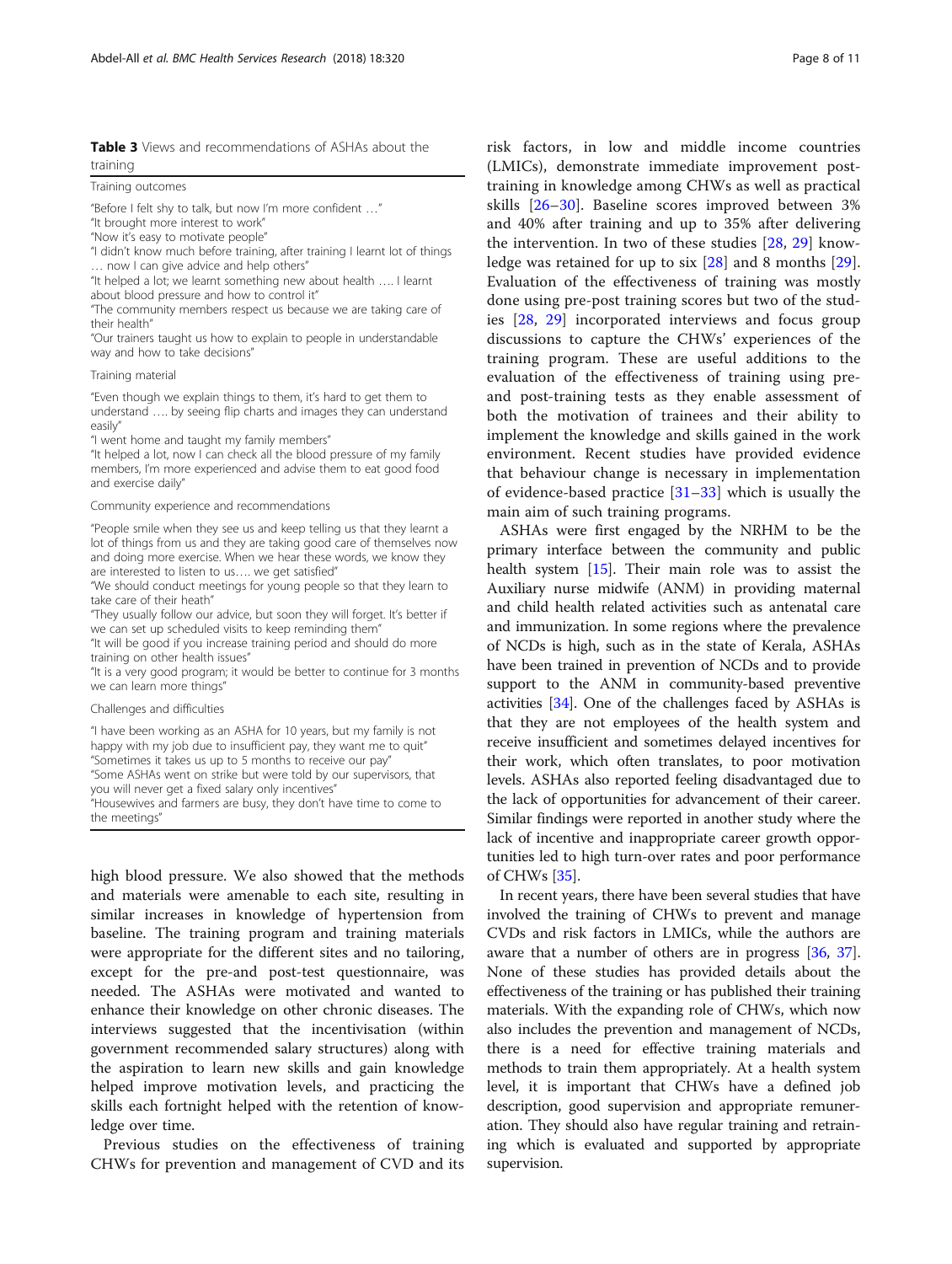**Table 3** Views and recommendations of ASHAs about the training

| |
|---|
| Training outcomes |
| "Before I felt shy to talk, but now I'm more confident …"<br>"It brought more interest to work"<br>"Now it's easy to motivate people"<br>"I didn't know much before training, after training I learnt lot of things … now I can give advice and help others"<br>"It helped a lot; we learnt something new about health …. I learnt about blood pressure and how to control it"<br>"The community members respect us because we are taking care of their health"<br>"Our trainers taught us how to explain to people in understandable way and how to take decisions" |
| Training material |
| "Even though we explain things to them, it's hard to get them to understand …. by seeing flip charts and images they can understand easily"<br>"I went home and taught my family members"<br>"It helped a lot, now I can check all the blood pressure of my family members, I'm more experienced and advise them to eat good food and exercise daily" |
| Community experience and recommendations |
| "People smile when they see us and keep telling us that they learnt a lot of things from us and they are taking good care of themselves now and doing more exercise. When we hear these words, we know they are interested to listen to us…. we get satisfied"<br>"We should conduct meetings for young people so that they learn to take care of their heath"<br>"They usually follow our advice, but soon they will forget. It's better if we can set up scheduled visits to keep reminding them"<br>"It will be good if you increase training period and should do more training on other health issues"<br>"It is a very good program; it would be better to continue for 3 months we can learn more things" |
| Challenges and difficulties |
| "I have been working as an ASHA for 10 years, but my family is not happy with my job due to insufficient pay, they want me to quit"<br>"Sometimes it takes us up to 5 months to receive our pay"<br>"Some ASHAs went on strike but were told by our supervisors, that you will never get a fixed salary only incentives"<br>"Housewives and farmers are busy, they don't have time to come to the meetings" |

high blood pressure. We also showed that the methods and materials were amenable to each site, resulting in similar increases in knowledge of hypertension from baseline. The training program and training materials were appropriate for the different sites and no tailoring, except for the pre-and post-test questionnaire, was needed. The ASHAs were motivated and wanted to enhance their knowledge on other chronic diseases. The interviews suggested that the incentivisation (within government recommended salary structures) along with the aspiration to learn new skills and gain knowledge helped improve motivation levels, and practicing the skills each fortnight helped with the retention of knowledge over time.

Previous studies on the effectiveness of training CHWs for prevention and management of CVD and its risk factors, in low and middle income countries (LMICs), demonstrate immediate improvement post-training in knowledge among CHWs as well as practical skills [26–30]. Baseline scores improved between 3% and 40% after training and up to 35% after delivering the intervention. In two of these studies [28, 29] knowledge was retained for up to six [28] and 8 months [29]. Evaluation of the effectiveness of training was mostly done using pre-post training scores but two of the studies [28, 29] incorporated interviews and focus group discussions to capture the CHWs' experiences of the training program. These are useful additions to the evaluation of the effectiveness of training using pre- and post-training tests as they enable assessment of both the motivation of trainees and their ability to implement the knowledge and skills gained in the work environment. Recent studies have provided evidence that behaviour change is necessary in implementation of evidence-based practice [31–33] which is usually the main aim of such training programs.

ASHAs were first engaged by the NRHM to be the primary interface between the community and public health system [15]. Their main role was to assist the Auxiliary nurse midwife (ANM) in providing maternal and child health related activities such as antenatal care and immunization. In some regions where the prevalence of NCDs is high, such as in the state of Kerala, ASHAs have been trained in prevention of NCDs and to provide support to the ANM in community-based preventive activities [34]. One of the challenges faced by ASHAs is that they are not employees of the health system and receive insufficient and sometimes delayed incentives for their work, which often translates, to poor motivation levels. ASHAs also reported feeling disadvantaged due to the lack of opportunities for advancement of their career. Similar findings were reported in another study where the lack of incentive and inappropriate career growth opportunities led to high turn-over rates and poor performance of CHWs [35].

In recent years, there have been several studies that have involved the training of CHWs to prevent and manage CVDs and risk factors in LMICs, while the authors are aware that a number of others are in progress [36, 37]. None of these studies has provided details about the effectiveness of the training or has published their training materials. With the expanding role of CHWs, which now also includes the prevention and management of NCDs, there is a need for effective training materials and methods to train them appropriately. At a health system level, it is important that CHWs have a defined job description, good supervision and appropriate remuneration. They should also have regular training and retraining which is evaluated and supported by appropriate supervision.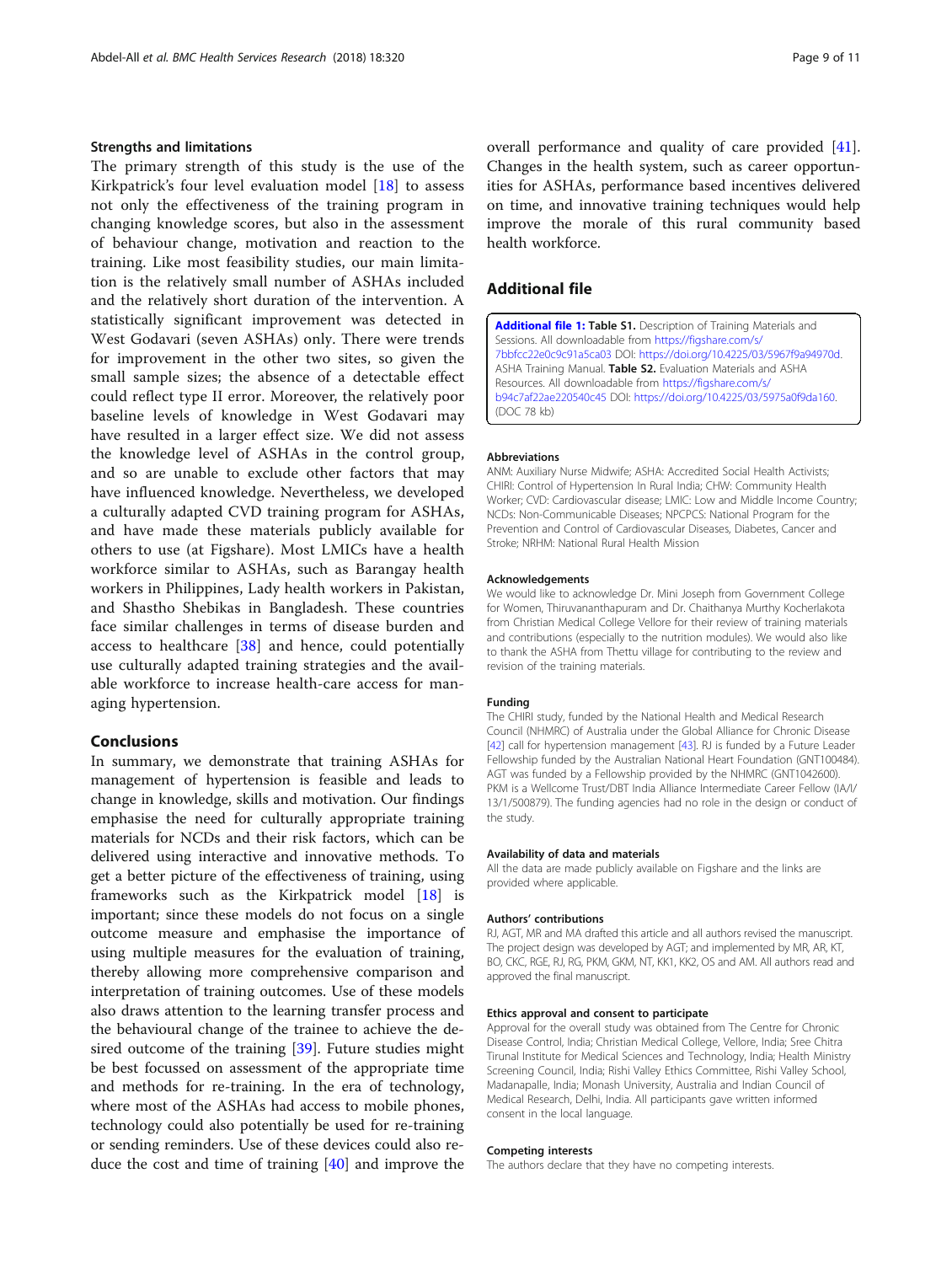### Strengths and limitations

The primary strength of this study is the use of the Kirkpatrick's four level evaluation model [18] to assess not only the effectiveness of the training program in changing knowledge scores, but also in the assessment of behaviour change, motivation and reaction to the training. Like most feasibility studies, our main limitation is the relatively small number of ASHAs included and the relatively short duration of the intervention. A statistically significant improvement was detected in West Godavari (seven ASHAs) only. There were trends for improvement in the other two sites, so given the small sample sizes; the absence of a detectable effect could reflect type II error. Moreover, the relatively poor baseline levels of knowledge in West Godavari may have resulted in a larger effect size. We did not assess the knowledge level of ASHAs in the control group, and so are unable to exclude other factors that may have influenced knowledge. Nevertheless, we developed a culturally adapted CVD training program for ASHAs, and have made these materials publicly available for others to use (at Figshare). Most LMICs have a health workforce similar to ASHAs, such as Barangay health workers in Philippines, Lady health workers in Pakistan, and Shastho Shebikas in Bangladesh. These countries face similar challenges in terms of disease burden and access to healthcare [38] and hence, could potentially use culturally adapted training strategies and the available workforce to increase health-care access for managing hypertension.

## Conclusions

In summary, we demonstrate that training ASHAs for management of hypertension is feasible and leads to change in knowledge, skills and motivation. Our findings emphasise the need for culturally appropriate training materials for NCDs and their risk factors, which can be delivered using interactive and innovative methods. To get a better picture of the effectiveness of training, using frameworks such as the Kirkpatrick model [18] is important; since these models do not focus on a single outcome measure and emphasise the importance of using multiple measures for the evaluation of training, thereby allowing more comprehensive comparison and interpretation of training outcomes. Use of these models also draws attention to the learning transfer process and the behavioural change of the trainee to achieve the desired outcome of the training [39]. Future studies might be best focussed on assessment of the appropriate time and methods for re-training. In the era of technology, where most of the ASHAs had access to mobile phones, technology could also potentially be used for re-training or sending reminders. Use of these devices could also reduce the cost and time of training [40] and improve the overall performance and quality of care provided [41]. Changes in the health system, such as career opportunities for ASHAs, performance based incentives delivered on time, and innovative training techniques would help improve the morale of this rural community based health workforce.

## Additional file

**Additional file 1: Table S1.** Description of Training Materials and Sessions. All downloadable from https://figshare.com/s/7bbfcc22e0c9c91a5ca03 DOI: https://doi.org/10.4225/03/5967f9a94970d. ASHA Training Manual. **Table S2.** Evaluation Materials and ASHA Resources. All downloadable from https://figshare.com/s/b94c7af22ae220540c45 DOI: https://doi.org/10.4225/03/5975a0f9da160. (DOC 78 kb)

#### Abbreviations

ANM: Auxiliary Nurse Midwife; ASHA: Accredited Social Health Activists; CHIRI: Control of Hypertension In Rural India; CHW: Community Health Worker; CVD: Cardiovascular disease; LMIC: Low and Middle Income Country; NCDs: Non-Communicable Diseases; NPCPCS: National Program for the Prevention and Control of Cardiovascular Diseases, Diabetes, Cancer and Stroke; NRHM: National Rural Health Mission

#### Acknowledgements

We would like to acknowledge Dr. Mini Joseph from Government College for Women, Thiruvananthapuram and Dr. Chaithanya Murthy Kocherlakota from Christian Medical College Vellore for their review of training materials and contributions (especially to the nutrition modules). We would also like to thank the ASHA from Thettu village for contributing to the review and revision of the training materials.

#### Funding

The CHIRI study, funded by the National Health and Medical Research Council (NHMRC) of Australia under the Global Alliance for Chronic Disease [42] call for hypertension management [43]. RJ is funded by a Future Leader Fellowship funded by the Australian National Heart Foundation (GNT100484). AGT was funded by a Fellowship provided by the NHMRC (GNT1042600). PKM is a Wellcome Trust/DBT India Alliance Intermediate Career Fellow (IA/I/13/1/500879). The funding agencies had no role in the design or conduct of the study.

#### Availability of data and materials

All the data are made publicly available on Figshare and the links are provided where applicable.

#### Authors' contributions

RJ, AGT, MR and MA drafted this article and all authors revised the manuscript. The project design was developed by AGT; and implemented by MR, AR, KT, BO, CKC, RGE, RJ, RG, PKM, GKM, NT, KK1, KK2, OS and AM. All authors read and approved the final manuscript.

#### Ethics approval and consent to participate

Approval for the overall study was obtained from The Centre for Chronic Disease Control, India; Christian Medical College, Vellore, India; Sree Chitra Tirunal Institute for Medical Sciences and Technology, India; Health Ministry Screening Council, India; Rishi Valley Ethics Committee, Rishi Valley School, Madanapalle, India; Monash University, Australia and Indian Council of Medical Research, Delhi, India. All participants gave written informed consent in the local language.

#### Competing interests

The authors declare that they have no competing interests.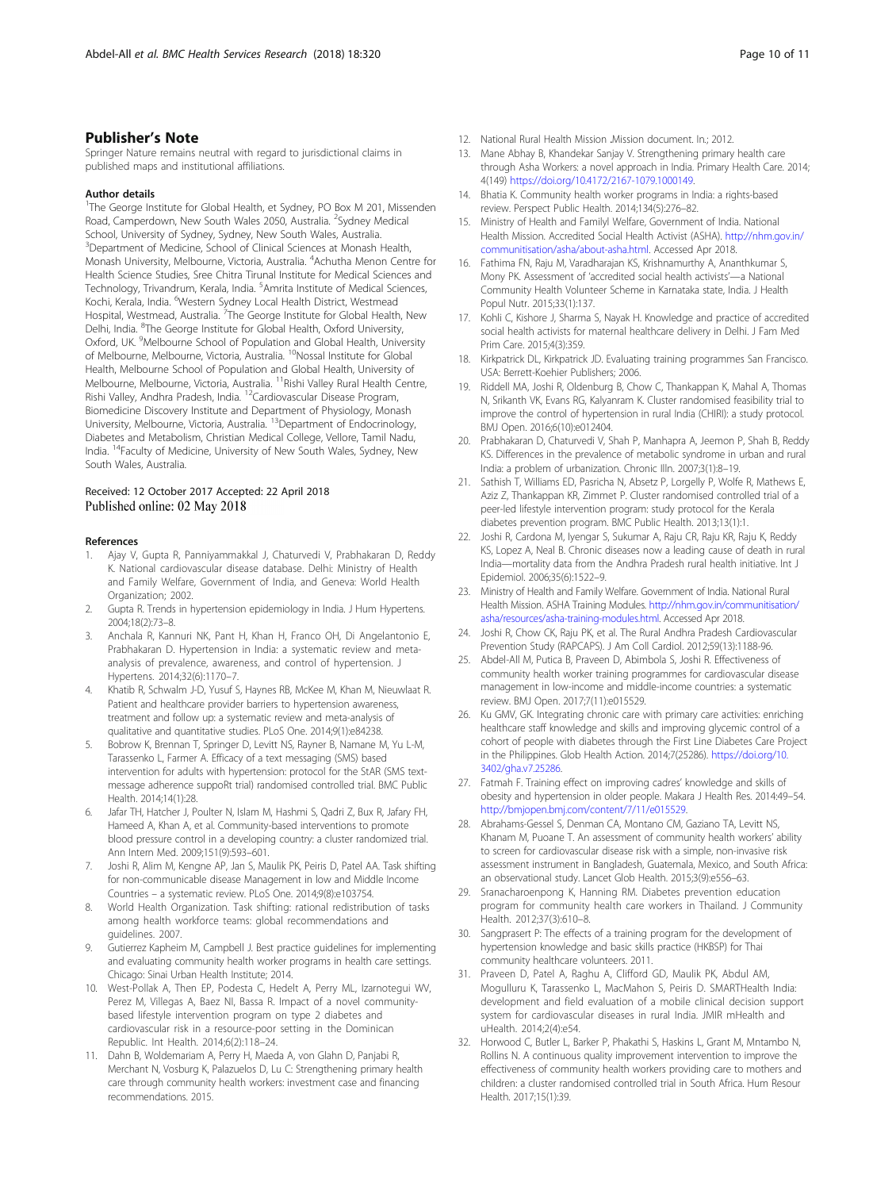## Publisher's Note

Springer Nature remains neutral with regard to jurisdictional claims in published maps and institutional affiliations.

### Author details

[1]The George Institute for Global Health, et Sydney, PO Box M 201, Missenden Road, Camperdown, New South Wales 2050, Australia. [2]Sydney Medical School, University of Sydney, Sydney, New South Wales, Australia. [3]Department of Medicine, School of Clinical Sciences at Monash Health, Monash University, Melbourne, Victoria, Australia. [4]Achutha Menon Centre for Health Science Studies, Sree Chitra Tirunal Institute for Medical Sciences and Technology, Trivandrum, Kerala, India. [5]Amrita Institute of Medical Sciences, Kochi, Kerala, India. [6]Western Sydney Local Health District, Westmead Hospital, Westmead, Australia. [7]The George Institute for Global Health, New Delhi, India. [8]The George Institute for Global Health, Oxford University, Oxford, UK. [9]Melbourne School of Population and Global Health, University of Melbourne, Melbourne, Victoria, Australia. [10]Nossal Institute for Global Health, Melbourne School of Population and Global Health, University of Melbourne, Melbourne, Victoria, Australia. [11]Rishi Valley Rural Health Centre, Rishi Valley, Andhra Pradesh, India. [12]Cardiovascular Disease Program, Biomedicine Discovery Institute and Department of Physiology, Monash University, Melbourne, Victoria, Australia. [13]Department of Endocrinology, Diabetes and Metabolism, Christian Medical College, Vellore, Tamil Nadu, India. [14]Faculty of Medicine, University of New South Wales, Sydney, New South Wales, Australia.

Received: 12 October 2017 Accepted: 22 April 2018
Published online: 02 May 2018

## References

1. Ajay V, Gupta R, Panniyammakkal J, Chaturvedi V, Prabhakaran D, Reddy K. National cardiovascular disease database. Delhi: Ministry of Health and Family Welfare, Government of India, and Geneva: World Health Organization; 2002.
2. Gupta R. Trends in hypertension epidemiology in India. J Hum Hypertens. 2004;18(2):73–8.
3. Anchala R, Kannuri NK, Pant H, Khan H, Franco OH, Di Angelantonio E, Prabhakaran D. Hypertension in India: a systematic review and meta-analysis of prevalence, awareness, and control of hypertension. J Hypertens. 2014;32(6):1170–7.
4. Khatib R, Schwalm J-D, Yusuf S, Haynes RB, McKee M, Khan M, Nieuwlaat R. Patient and healthcare provider barriers to hypertension awareness, treatment and follow up: a systematic review and meta-analysis of qualitative and quantitative studies. PLoS One. 2014;9(1):e84238.
5. Bobrow K, Brennan T, Springer D, Levitt NS, Rayner B, Namane M, Yu L-M, Tarassenko L, Farmer A. Efficacy of a text messaging (SMS) based intervention for adults with hypertension: protocol for the StAR (SMS text-message adherence suppoRt trial) randomised controlled trial. BMC Public Health. 2014;14(1):28.
6. Jafar TH, Hatcher J, Poulter N, Islam M, Hashmi S, Qadri Z, Bux R, Jafary FH, Hameed A, Khan A, et al. Community-based interventions to promote blood pressure control in a developing country: a cluster randomized trial. Ann Intern Med. 2009;151(9):593–601.
7. Joshi R, Alim M, Kengne AP, Jan S, Maulik PK, Peiris D, Patel AA. Task shifting for non-communicable disease Management in low and Middle Income Countries – a systematic review. PLoS One. 2014;9(8):e103754.
8. World Health Organization. Task shifting: rational redistribution of tasks among health workforce teams: global recommendations and guidelines. 2007.
9. Gutierrez Kapheim M, Campbell J. Best practice guidelines for implementing and evaluating community health worker programs in health care settings. Chicago: Sinai Urban Health Institute; 2014.
10. West-Pollak A, Then EP, Podesta C, Hedelt A, Perry ML, Izarnotegui WV, Perez M, Villegas A, Baez NI, Bassa R. Impact of a novel community-based lifestyle intervention program on type 2 diabetes and cardiovascular risk in a resource-poor setting in the Dominican Republic. Int Health. 2014;6(2):118–24.
11. Dahn B, Woldemariam A, Perry H, Maeda A, von Glahn D, Panjabi R, Merchant N, Vosburg K, Palazuelos D, Lu C: Strengthening primary health care through community health workers: investment case and financing recommendations. 2015.
12. National Rural Health Mission ,Mission document. In.; 2012.
13. Mane Abhay B, Khandekar Sanjay V. Strengthening primary health care through Asha Workers: a novel approach in India. Primary Health Care. 2014; 4(149) https://doi.org/10.4172/2167-1079.1000149.
14. Bhatia K. Community health worker programs in India: a rights-based review. Perspect Public Health. 2014;134(5):276–82.
15. Ministry of Health and Familyl Welfare, Government of India. National Health Mission. Accredited Social Health Activist (ASHA). http://nhm.gov.in/communitisation/asha/about-asha.html. Accessed Apr 2018.
16. Fathima FN, Raju M, Varadharajan KS, Krishnamurthy A, Ananthkumar S, Mony PK. Assessment of 'accredited social health activists'—a National Community Health Volunteer Scheme in Karnataka state, India. J Health Popul Nutr. 2015;33(1):137.
17. Kohli C, Kishore J, Sharma S, Nayak H. Knowledge and practice of accredited social health activists for maternal healthcare delivery in Delhi. J Fam Med Prim Care. 2015;4(3):359.
18. Kirkpatrick DL, Kirkpatrick JD. Evaluating training programmes San Francisco. USA: Berrett-Koehler Publishers; 2006.
19. Riddell MA, Joshi R, Oldenburg B, Chow C, Thankappan K, Mahal A, Thomas N, Srikanth VK, Evans RG, Kalyanram K. Cluster randomised feasibility trial to improve the control of hypertension in rural India (CHIRI): a study protocol. BMJ Open. 2016;6(10):e012404.
20. Prabhakaran D, Chaturvedi V, Shah P, Manhapra A, Jeemon P, Shah B, Reddy KS. Differences in the prevalence of metabolic syndrome in urban and rural India: a problem of urbanization. Chronic Illn. 2007;3(1):8–19.
21. Sathish T, Williams ED, Pasricha N, Absetz P, Lorgelly P, Wolfe R, Mathews E, Aziz Z, Thankappan KR, Zimmet P. Cluster randomised controlled trial of a peer-led lifestyle intervention program: study protocol for the Kerala diabetes prevention program. BMC Public Health. 2013;13(1):1.
22. Joshi R, Cardona M, Iyengar S, Sukumar A, Raju CR, Raju KR, Raju K, Reddy KS, Lopez A, Neal B. Chronic diseases now a leading cause of death in rural India—mortality data from the Andhra Pradesh rural health initiative. Int J Epidemiol. 2006;35(6):1522–9.
23. Ministry of Health and Family Welfare. Government of India. National Rural Health Mission. ASHA Training Modules. http://nhm.gov.in/communitisation/asha/resources/asha-training-modules.html. Accessed Apr 2018.
24. Joshi R, Chow CK, Raju PK, et al. The Rural Andhra Pradesh Cardiovascular Prevention Study (RAPCAPS). J Am Coll Cardiol. 2012;59(13):1188-96.
25. Abdel-All M, Putica B, Praveen D, Abimbola S, Joshi R. Effectiveness of community health worker training programmes for cardiovascular disease management in low-income and middle-income countries: a systematic review. BMJ Open. 2017;7(11):e015529.
26. Ku GMV, GK. Integrating chronic care with primary care activities: enriching healthcare staff knowledge and skills and improving glycemic control of a cohort of people with diabetes through the First Line Diabetes Care Project in the Philippines. Glob Health Action. 2014;7(25286). https://doi.org/10.3402/gha.v7.25286.
27. Fatmah F. Training effect on improving cadres' knowledge and skills of obesity and hypertension in older people. Makara J Health Res. 2014:49–54. http://bmjopen.bmj.com/content/7/11/e015529.
28. Abrahams-Gessel S, Denman CA, Montano CM, Gaziano TA, Levitt NS, Khanam M, Puoane T. An assessment of community health workers' ability to screen for cardiovascular disease risk with a simple, non-invasive risk assessment instrument in Bangladesh, Guatemala, Mexico, and South Africa: an observational study. Lancet Glob Health. 2015;3(9):e556–63.
29. Sranacharoenpong K, Hanning RM. Diabetes prevention education program for community health care workers in Thailand. J Community Health. 2012;37(3):610–8.
30. Sangprasert P: The effects of a training program for the development of hypertension knowledge and basic skills practice (HKBSP) for Thai community healthcare volunteers. 2011.
31. Praveen D, Patel A, Raghu A, Clifford GD, Maulik PK, Abdul AM, Mogulluru K, Tarassenko L, MacMahon S, Peiris D. SMARTHealth India: development and field evaluation of a mobile clinical decision support system for cardiovascular diseases in rural India. JMIR mHealth and uHealth. 2014;2(4):e54.
32. Horwood C, Butler L, Barker P, Phakathi S, Haskins L, Grant M, Mntambo N, Rollins N. A continuous quality improvement intervention to improve the effectiveness of community health workers providing care to mothers and children: a cluster randomised controlled trial in South Africa. Hum Resour Health. 2017;15(1):39.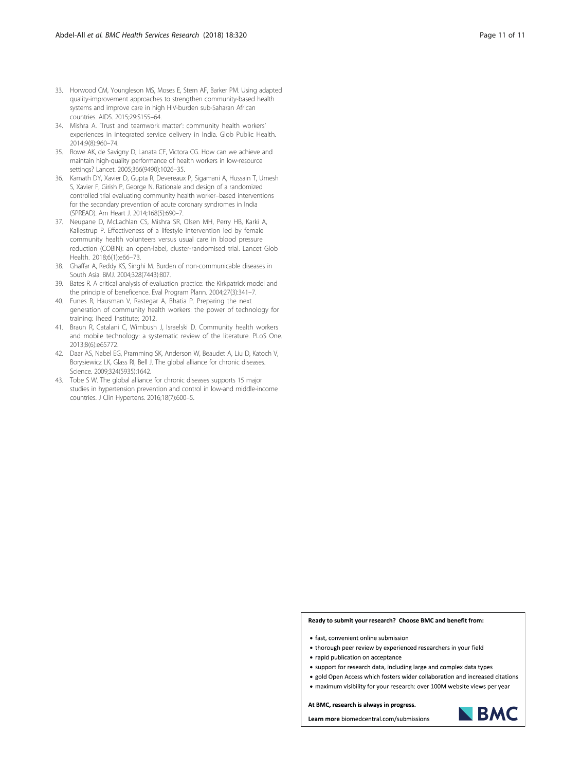33. Horwood CM, Youngleson MS, Moses E, Stern AF, Barker PM. Using adapted quality-improvement approaches to strengthen community-based health systems and improve care in high HIV-burden sub-Saharan African countries. AIDS. 2015;29:S155–64.
34. Mishra A. 'Trust and teamwork matter': community health workers' experiences in integrated service delivery in India. Glob Public Health. 2014;9(8):960–74.
35. Rowe AK, de Savigny D, Lanata CF, Victora CG. How can we achieve and maintain high-quality performance of health workers in low-resource settings? Lancet. 2005;366(9490):1026–35.
36. Kamath DY, Xavier D, Gupta R, Devereaux P, Sigamani A, Hussain T, Umesh S, Xavier F, Girish P, George N. Rationale and design of a randomized controlled trial evaluating community health worker–based interventions for the secondary prevention of acute coronary syndromes in India (SPREAD). Am Heart J. 2014;168(5):690–7.
37. Neupane D, McLachlan CS, Mishra SR, Olsen MH, Perry HB, Karki A, Kallestrup P. Effectiveness of a lifestyle intervention led by female community health volunteers versus usual care in blood pressure reduction (COBIN): an open-label, cluster-randomised trial. Lancet Glob Health. 2018;6(1):e66–73.
38. Ghaffar A, Reddy KS, Singhi M. Burden of non-communicable diseases in South Asia. BMJ. 2004;328(7443):807.
39. Bates R. A critical analysis of evaluation practice: the Kirkpatrick model and the principle of beneficence. Eval Program Plann. 2004;27(3):341–7.
40. Funes R, Hausman V, Rastegar A, Bhatia P. Preparing the next generation of community health workers: the power of technology for training: Iheed Institute; 2012.
41. Braun R, Catalani C, Wimbush J, Israelski D. Community health workers and mobile technology: a systematic review of the literature. PLoS One. 2013;8(6):e65772.
42. Daar AS, Nabel EG, Pramming SK, Anderson W, Beaudet A, Liu D, Katoch V, Borysiewicz LK, Glass RI, Bell J. The global alliance for chronic diseases. Science. 2009;324(5935):1642.
43. Tobe S W. The global alliance for chronic diseases supports 15 major studies in hypertension prevention and control in low-and middle-income countries. J Clin Hypertens. 2016;18(7):600–5.

**Ready to submit your research? Choose BMC and benefit from:**

- fast, convenient online submission
- thorough peer review by experienced researchers in your field
- rapid publication on acceptance
- support for research data, including large and complex data types
- gold Open Access which fosters wider collaboration and increased citations
- maximum visibility for your research: over 100M website views per year

**At BMC, research is always in progress.**

**Learn more** biomedcentral.com/submissions

BMC